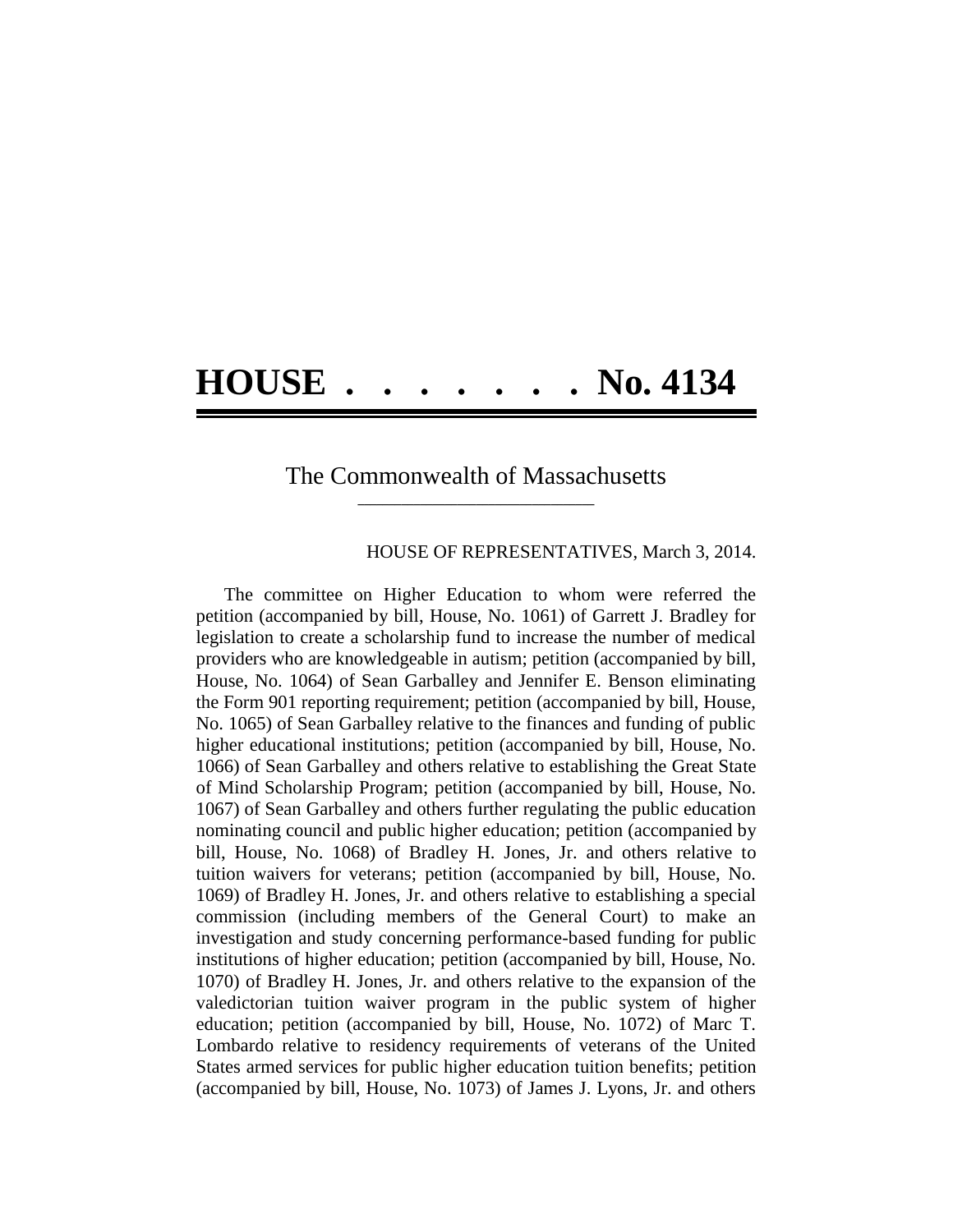# HOUSE . . . . . . . No. 4134

## The Commonwealth of Massachusetts

HOUSE OF REPRESENTATIVES, March 3, 2014.

The committee on Higher Education to whom were referred the petition (accompanied by bill, House, No. 1061) of Garrett J. Bradley for legislation to create a scholarship fund to increase the number of medical providers who are knowledgeable in autism; petition (accompanied by bill, House, No. 1064) of Sean Garballey and Jennifer E. Benson eliminating the Form 901 reporting requirement; petition (accompanied by bill, House, No. 1065) of Sean Garballey relative to the finances and funding of public higher educational institutions; petition (accompanied by bill, House, No. 1066) of Sean Garballey and others relative to establishing the Great State of Mind Scholarship Program; petition (accompanied by bill, House, No. 1067) of Sean Garballey and others further regulating the public education nominating council and public higher education; petition (accompanied by bill, House, No. 1068) of Bradley H. Jones, Jr. and others relative to tuition waivers for veterans; petition (accompanied by bill, House, No. 1069) of Bradley H. Jones, Jr. and others relative to establishing a special commission (including members of the General Court) to make an investigation and study concerning performance-based funding for public institutions of higher education; petition (accompanied by bill, House, No. 1070) of Bradley H. Jones, Jr. and others relative to the expansion of the valedictorian tuition waiver program in the public system of higher education; petition (accompanied by bill, House, No. 1072) of Marc T. Lombardo relative to residency requirements of veterans of the United States armed services for public higher education tuition benefits; petition (accompanied by bill, House, No. 1073) of James J. Lyons, Jr. and others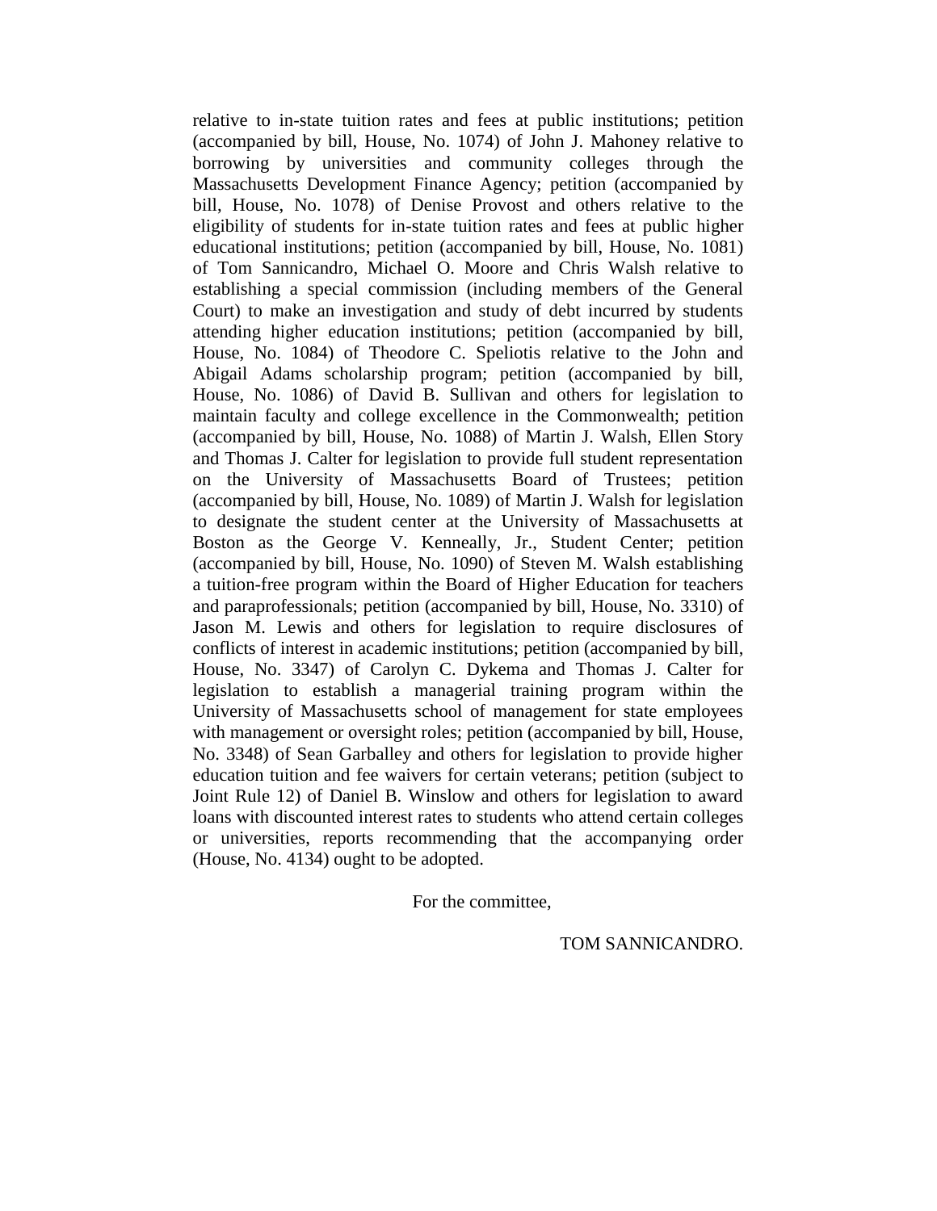relative to in-state tuition rates and fees at public institutions; petition (accompanied by bill, House, No. 1074) of John J. Mahoney relative to borrowing by universities and community colleges through the Massachusetts Development Finance Agency; petition (accompanied by bill, House, No. 1078) of Denise Provost and others relative to the eligibility of students for in-state tuition rates and fees at public higher educational institutions; petition (accompanied by bill, House, No. 1081) of Tom Sannicandro, Michael O. Moore and Chris Walsh relative to establishing a special commission (including members of the General Court) to make an investigation and study of debt incurred by students attending higher education institutions; petition (accompanied by bill, House, No. 1084) of Theodore C. Speliotis relative to the John and Abigail Adams scholarship program; petition (accompanied by bill, House, No. 1086) of David B. Sullivan and others for legislation to maintain faculty and college excellence in the Commonwealth; petition (accompanied by bill, House, No. 1088) of Martin J. Walsh, Ellen Story and Thomas J. Calter for legislation to provide full student representation on the University of Massachusetts Board of Trustees; petition (accompanied by bill, House, No. 1089) of Martin J. Walsh for legislation to designate the student center at the University of Massachusetts at Boston as the George V. Kenneally, Jr., Student Center; petition (accompanied by bill, House, No. 1090) of Steven M. Walsh establishing a tuition-free program within the Board of Higher Education for teachers and paraprofessionals; petition (accompanied by bill, House, No. 3310) of Jason M. Lewis and others for legislation to require disclosures of conflicts of interest in academic institutions; petition (accompanied by bill, House, No. 3347) of Carolyn C. Dykema and Thomas J. Calter for legislation to establish a managerial training program within the University of Massachusetts school of management for state employees with management or oversight roles; petition (accompanied by bill, House, No. 3348) of Sean Garballey and others for legislation to provide higher education tuition and fee waivers for certain veterans; petition (subject to Joint Rule 12) of Daniel B. Winslow and others for legislation to award loans with discounted interest rates to students who attend certain colleges or universities, reports recommending that the accompanying order (House, No. 4134) ought to be adopted.

For the committee,

TOM SANNICANDRO.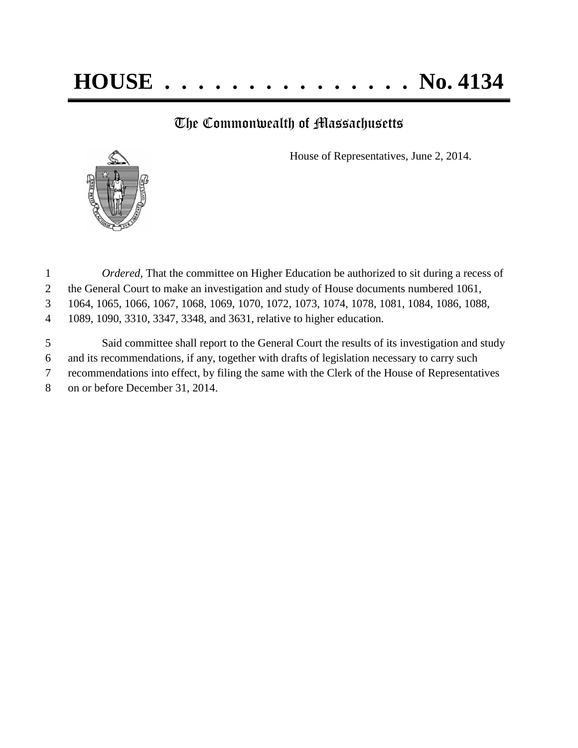# HOUSE . . . . . . . . . . . . . . . No. 4134

## The Commonwealth of Massachusetts

House of Representatives, June 2, 2014.

*Ordered*, That the committee on Higher Education be authorized to sit during a recess of the General Court to make an investigation and study of House documents numbered 1061, 1064, 1065, 1066, 1067, 1068, 1069, 1070, 1072, 1073, 1074, 1078, 1081, 1084, 1086, 1088, 1089, 1090, 3310, 3347, 3348, and 3631, relative to higher education.

Said committee shall report to the General Court the results of its investigation and study and its recommendations, if any, together with drafts of legislation necessary to carry such recommendations into effect, by filing the same with the Clerk of the House of Representatives on or before December 31, 2014.